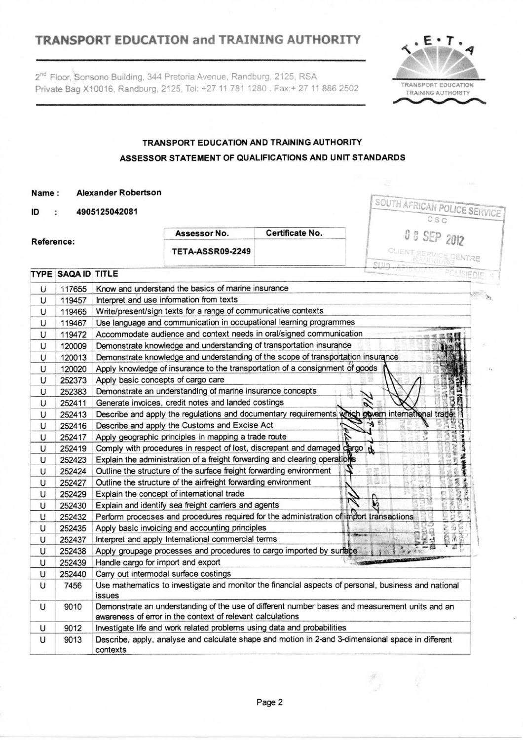# TRANSPORT EDUCATION and TRAINING AUTHORITY

2nd Floor, Sonsono Building, 344 Pretoria Avenue, Randburg, 2125, RSA
Private Bag X10016, Randburg, 2125, Tel: +27 11 781 1280 . Fax:+ 27 11 886 2502

T.E.T.A
TRANSPORT EDUCATION TRAINING AUTHORITY

## TRANSPORT EDUCATION AND TRAINING AUTHORITY
## ASSESSOR STATEMENT OF QUALIFICATIONS AND UNIT STANDARDS

SOUTH AFRICAN POLICE SERVICE
CSC
08 SEP 2012
CLIENT SERVICE CENTRE
RANDBURG
SUID-AFRIKAANSE POLISIEDIENS

**Name :** Alexander Robertson

**ID :** 4905125042081

**Reference:**

| Assessor No. | Certificate No. |
|---|---|
| TETA-ASSR09-2249 | |

| TYPE | SAQA ID | TITLE |
|---|---|---|
| U | 117655 | Know and understand the basics of marine insurance |
| U | 119457 | Interpret and use information from texts |
| U | 119465 | Write/present/sign texts for a range of communicative contexts |
| U | 119467 | Use language and communication in occupational learning programmes |
| U | 119472 | Accommodate audience and context needs in oral/signed communication |
| U | 120009 | Demonstrate knowledge and understanding of transportation insurance |
| U | 120013 | Demonstrate knowledge and understanding of the scope of transportation insurance |
| U | 120020 | Apply knowledge of insurance to the transportation of a consignment of goods |
| U | 252373 | Apply basic concepts of cargo care |
| U | 252383 | Demonstrate an understanding of marine insurance concepts |
| U | 252411 | Generate invoices, credit notes and landed costings |
| U | 252413 | Describe and apply the regulations and documentary requirements which govern international trade |
| U | 252416 | Describe and apply the Customs and Excise Act |
| U | 252417 | Apply geographic principles in mapping a trade route |
| U | 252419 | Comply with procedures in respect of lost, discrepant and damaged cargo |
| U | 252423 | Explain the administration of a freight forwarding and clearing operations |
| U | 252424 | Outline the structure of the surface freight forwarding environment |
| U | 252427 | Outline the structure of the airfreight forwarding environment |
| U | 252429 | Explain the concept of international trade |
| U | 252430 | Explain and identify sea freight carriers and agents |
| U | 252432 | Perform processes and procedures required for the administration of import transactions |
| U | 252435 | Apply basic invoicing and accounting principles |
| U | 252437 | Interpret and apply International commercial terms |
| U | 252438 | Apply groupage processes and procedures to cargo imported by surface |
| U | 252439 | Handle cargo for import and export |
| U | 252440 | Carry out intermodal surface costings |
| U | 7456 | Use mathematics to investigate and monitor the financial aspects of personal, business and national issues |
| U | 9010 | Demonstrate an understanding of the use of different number bases and measurement units and an awareness of error in the context of relevant calculations |
| U | 9012 | Investigate life and work related problems using data and probabilities |
| U | 9013 | Describe, apply, analyse and calculate shape and motion in 2-and 3-dimensional space in different contexts |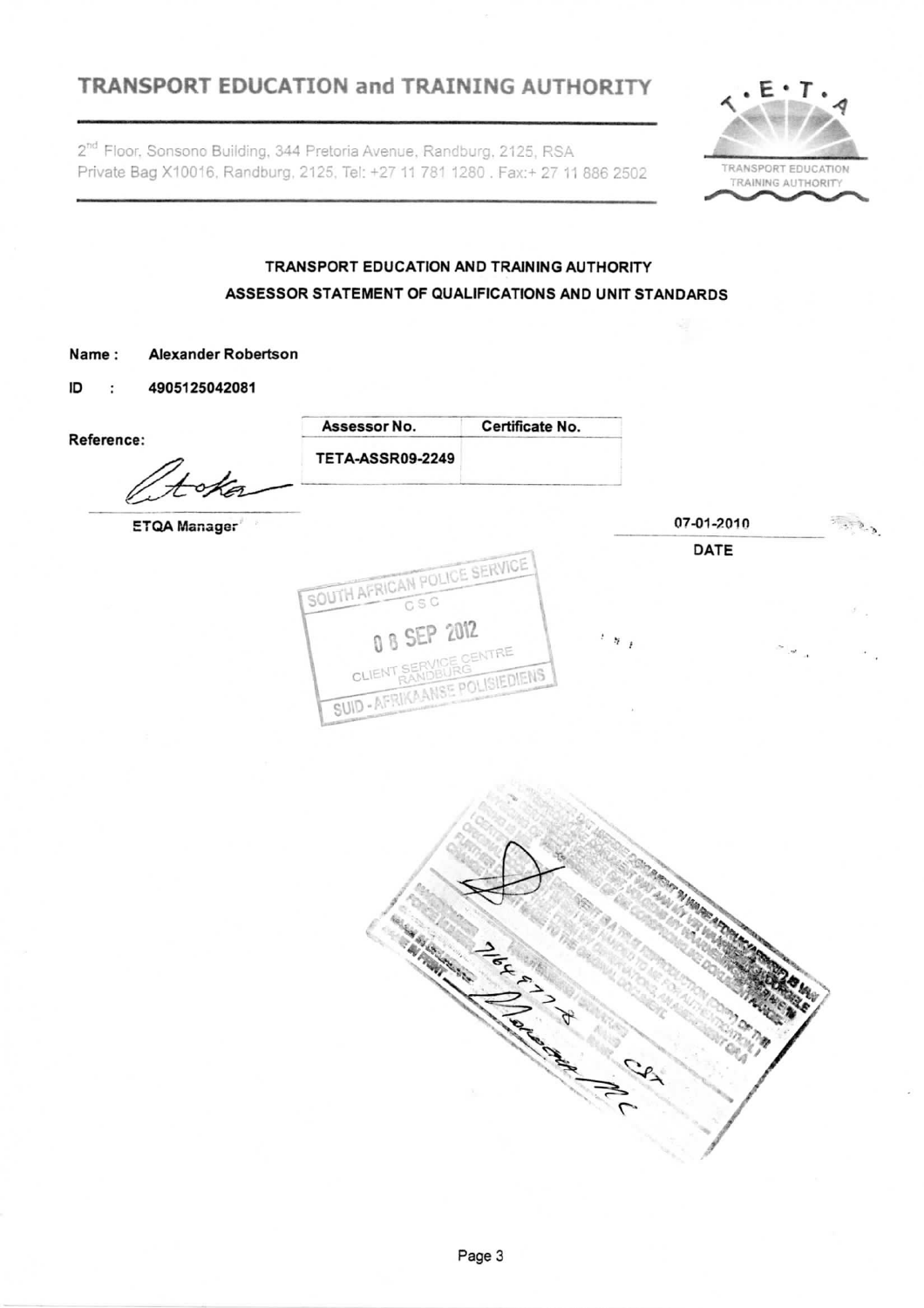# TRANSPORT EDUCATION and TRAINING AUTHORITY

2nd Floor, Sonsono Building, 344 Pretoria Avenue, Randburg, 2125, RSA
Private Bag X10016, Randburg, 2125, Tel: +27 11 781 1280 . Fax:+ 27 11 886 2502

T • E • T • A
TRANSPORT EDUCATION TRAINING AUTHORITY

## TRANSPORT EDUCATION AND TRAINING AUTHORITY
## ASSESSOR STATEMENT OF QUALIFICATIONS AND UNIT STANDARDS

**Name :** **Alexander Robertson**

**ID :** **4905125042081**

**Reference:**

| Assessor No. | Certificate No. |
|---|---|
| TETA-ASSR09-2249 | |

ETQA Manager

07-01-2010

DATE

SOUTH AFRICAN POLICE SERVICE
CSC
08 SEP 2012
CLIENT SERVICE CENTRE
RANDBURG
SUID-AFRIKAANSE POLISIEDIENS